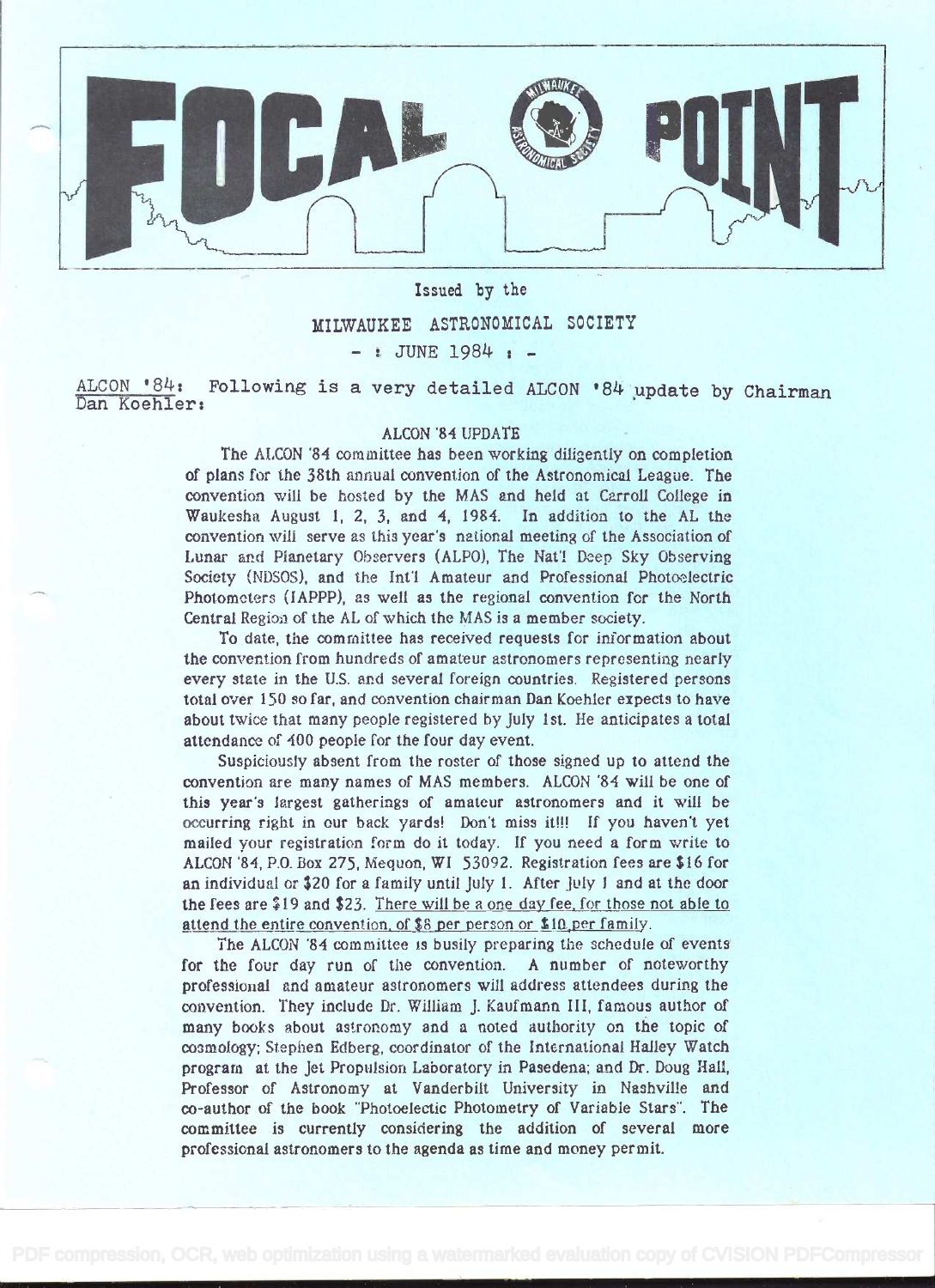# FOCAL POINT

Issued by the

MILWAUKEE ASTRONOMICAL SOCIETY

- : JUNE 1984 : -

ALCON '84: Following is a very detailed ALCON '84 update by Chairman Dan Koehler:

## ALCON '84 UPDATE

The ALCON '84 committee has been working diligently on completion of plans for the 38th annual convention of the Astronomical League. The convention will be hosted by the MAS and held at Carroll College in Waukesha August 1, 2, 3, and 4, 1984. In addition to the AL the convention will serve as this year's national meeting of the Association of Lunar and Planetary Observers (ALPO), The Nat'l Deep Sky Observing Society (NDSOS), and the Int'l Amateur and Professional Photoelectric Photometers (IAPPP), as well as the regional convention for the North Central Region of the AL of which the MAS is a member society.

To date, the committee has received requests for information about the convention from hundreds of amateur astronomers representing nearly every state in the U.S. and several foreign countries. Registered persons total over 150 so far, and convention chairman Dan Koehler expects to have about twice that many people registered by July 1st. He anticipates a total attendance of 400 people for the four day event.

Suspiciously absent from the roster of those signed up to attend the convention are many names of MAS members. ALCON '84 will be one of this year's largest gatherings of amateur astronomers and it will be occurring right in our back yards! Don't miss it!!! If you haven't yet mailed your registration form do it today. If you need a form write to ALCON '84, P.O. Box 275, Mequon, WI 53092. Registration fees are $16 for an individual or $20 for a family until July 1. After July 1 and at the door the fees are $19 and $23. There will be a one day fee, for those not able to attend the entire convention, of $8 per person or $10 per family.

The ALCON '84 committee is busily preparing the schedule of events for the four day run of the convention. A number of noteworthy professional and amateur astronomers will address attendees during the convention. They include Dr. William J. Kaufmann III, famous author of many books about astronomy and a noted authority on the topic of cosmology; Stephen Edberg, coordinator of the International Halley Watch program at the Jet Propulsion Laboratory in Pasedena; and Dr. Doug Hall, Professor of Astronomy at Vanderbilt University in Nashville and co-author of the book "Photoelectic Photometry of Variable Stars". The committee is currently considering the addition of several more professional astronomers to the agenda as time and money permit.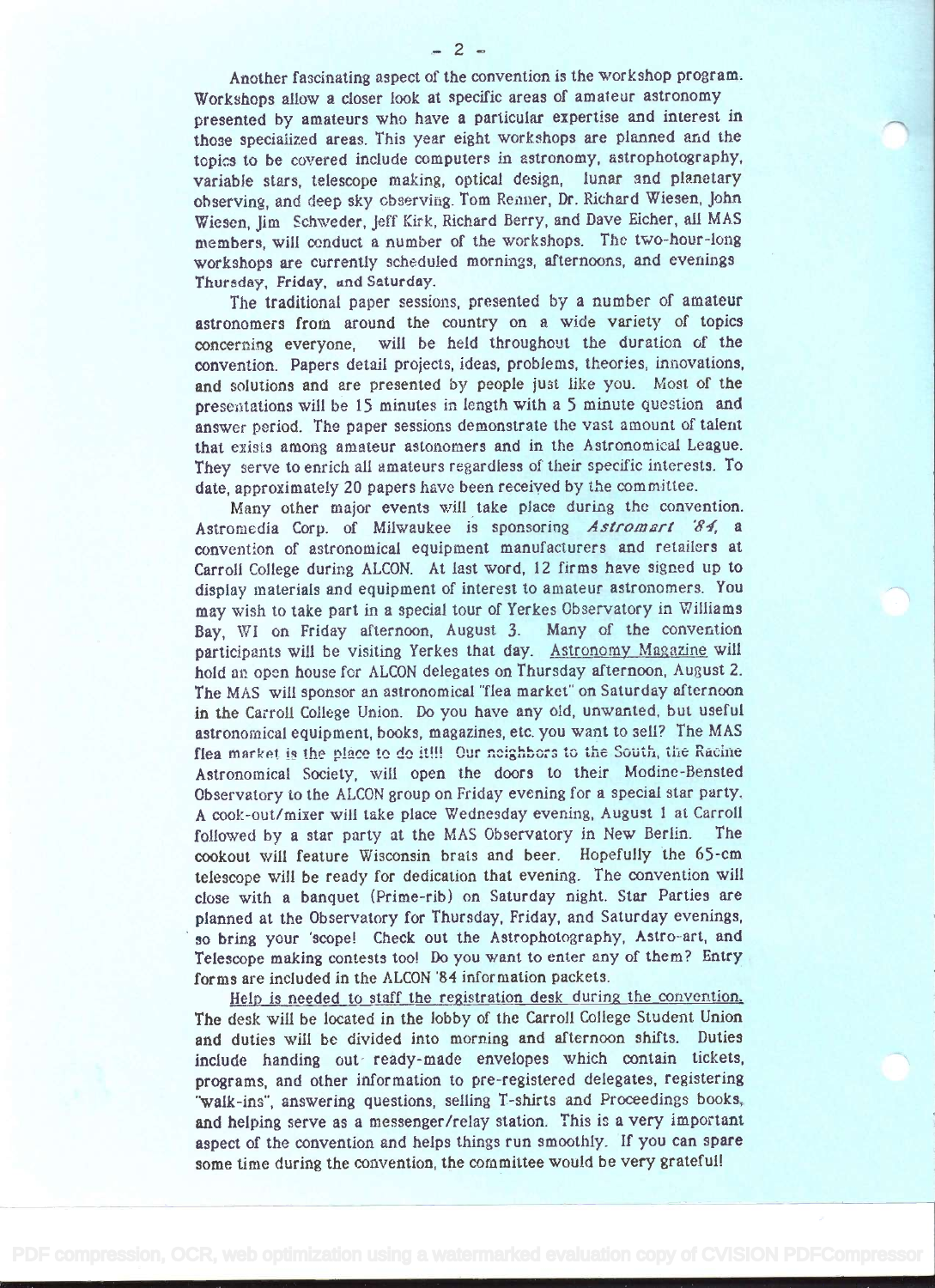Another fascinating aspect of the convention is the workshop program. Workshops allow a closer look at specific areas of amateur astronomy presented by amateurs who have a particular expertise and interest in those specialized areas. This year eight workshops are planned and the topics to be covered include computers in astronomy, astrophotography, variable stars, telescope making, optical design, lunar and planetary observing, and deep sky observing. Tom Renner, Dr. Richard Wiesen, John Wiesen, Jim Schweder, Jeff Kirk, Richard Berry, and Dave Eicher, all MAS members, will conduct a number of the workshops. The two-hour-long workshops are currently scheduled mornings, afternoons, and evenings Thursday, Friday, and Saturday.

The traditional paper sessions, presented by a number of amateur astronomers from around the country on a wide variety of topics concerning everyone, will be held throughout the duration of the convention. Papers detail projects, ideas, problems, theories, innovations, and solutions and are presented by people just like you. Most of the presentations will be 15 minutes in length with a 5 minute question and answer period. The paper sessions demonstrate the vast amount of talent that exists among amateur astonomers and in the Astronomical League. They serve to enrich all amateurs regardless of their specific interests. To date, approximately 20 papers have been received by the committee.

Many other major events will take place during the convention. Astromedia Corp. of Milwaukee is sponsoring *Astromart '84*, a convention of astronomical equipment manufacturers and retailers at Carroll College during ALCON. At last word, 12 firms have signed up to display materials and equipment of interest to amateur astronomers. You may wish to take part in a special tour of Yerkes Observatory in Williams Bay, WI on Friday afternoon, August 3. Many of the convention participants will be visiting Yerkes that day. Astronomy Magazine will hold an open house for ALCON delegates on Thursday afternoon, August 2. The MAS will sponsor an astronomical "flea market" on Saturday afternoon in the Carroll College Union. Do you have any old, unwanted, but useful astronomical equipment, books, magazines, etc. you want to sell? The MAS flea market is the place to do it!!! Our neighbors to the South, the Racine Astronomical Society, will open the doors to their Modine-Bensted Observatory to the ALCON group on Friday evening for a special star party. A cook-out/mixer will take place Wednesday evening, August 1 at Carroll followed by a star party at the MAS Observatory in New Berlin. The cookout will feature Wisconsin brats and beer. Hopefully the 65-cm telescope will be ready for dedication that evening. The convention will close with a banquet (Prime-rib) on Saturday night. Star Parties are planned at the Observatory for Thursday, Friday, and Saturday evenings, so bring your 'scope! Check out the Astrophotography, Astro-art, and Telescope making contests too! Do you want to enter any of them? Entry forms are included in the ALCON '84 information packets.

Help is needed to staff the registration desk during the convention. The desk will be located in the lobby of the Carroll College Student Union and duties will be divided into morning and afternoon shifts. Duties include handing out ready-made envelopes which contain tickets, programs, and other information to pre-registered delegates, registering "walk-ins", answering questions, selling T-shirts and Proceedings books, and helping serve as a messenger/relay station. This is a very important aspect of the convention and helps things run smoothly. If you can spare some time during the convention, the committee would be very grateful!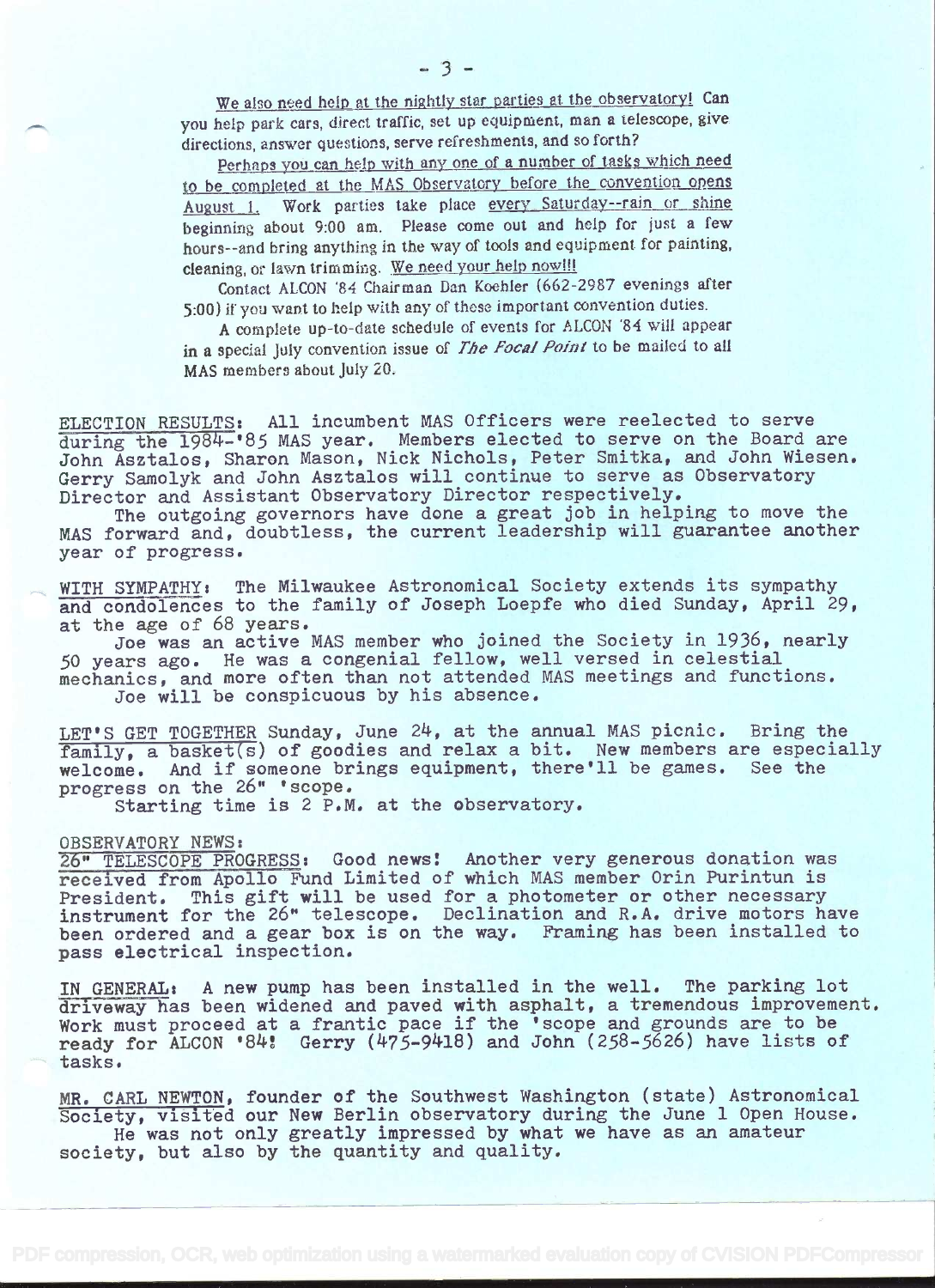We also need help at the nightly star parties at the observatory! Can you help park cars, direct traffic, set up equipment, man a telescope, give directions, answer questions, serve refreshments, and so forth?

Perhaps you can help with any one of a number of tasks which need to be completed at the MAS Observatory before the convention opens August 1. Work parties take place every Saturday--rain or shine beginning about 9:00 am. Please come out and help for just a few hours--and bring anything in the way of tools and equipment for painting, cleaning, or lawn trimming. We need your help now!!!

Contact ALCON '84 Chairman Dan Koehler (662-2987 evenings after 5:00) if you want to help with any of these important convention duties.

A complete up-to-date schedule of events for ALCON '84 will appear in a special July convention issue of *The Focal Point* to be mailed to all MAS members about July 20.

ELECTION RESULTS: All incumbent MAS Officers were reelected to serve during the 1984-'85 MAS year. Members elected to serve on the Board are John Asztalos, Sharon Mason, Nick Nichols, Peter Smitka, and John Wiesen. Gerry Samolyk and John Asztalos will continue to serve as Observatory Director and Assistant Observatory Director respectively.

The outgoing governors have done a great job in helping to move the MAS forward and, doubtless, the current leadership will guarantee another year of progress.

WITH SYMPATHY: The Milwaukee Astronomical Society extends its sympathy and condolences to the family of Joseph Loepfe who died Sunday, April 29, at the age of 68 years.

Joe was an active MAS member who joined the Society in 1936, nearly 50 years ago. He was a congenial fellow, well versed in celestial mechanics, and more often than not attended MAS meetings and functions. Joe will be conspicuous by his absence.

LET'S GET TOGETHER Sunday, June 24, at the annual MAS picnic. Bring the family, a basket(s) of goodies and relax a bit. New members are especially welcome. And if someone brings equipment, there'll be games. See the progress on the 26" 'scope.

Starting time is 2 P.M. at the observatory.

OBSERVATORY NEWS:

26" TELESCOPE PROGRESS: Good news! Another very generous donation was received from Apollo Fund Limited of which MAS member Orin Purintun is President. This gift will be used for a photometer or other necessary instrument for the 26" telescope. Declination and R.A. drive motors have been ordered and a gear box is on the way. Framing has been installed to pass electrical inspection.

IN GENERAL: A new pump has been installed in the well. The parking lot driveway has been widened and paved with asphalt, a tremendous improvement. Work must proceed at a frantic pace if the 'scope and grounds are to be ready for ALCON '84! Gerry (475-9418) and John (258-5626) have lists of tasks.

MR. CARL NEWTON, founder of the Southwest Washington (state) Astronomical Society, visited our New Berlin observatory during the June 1 Open House.

He was not only greatly impressed by what we have as an amateur society, but also by the quantity and quality.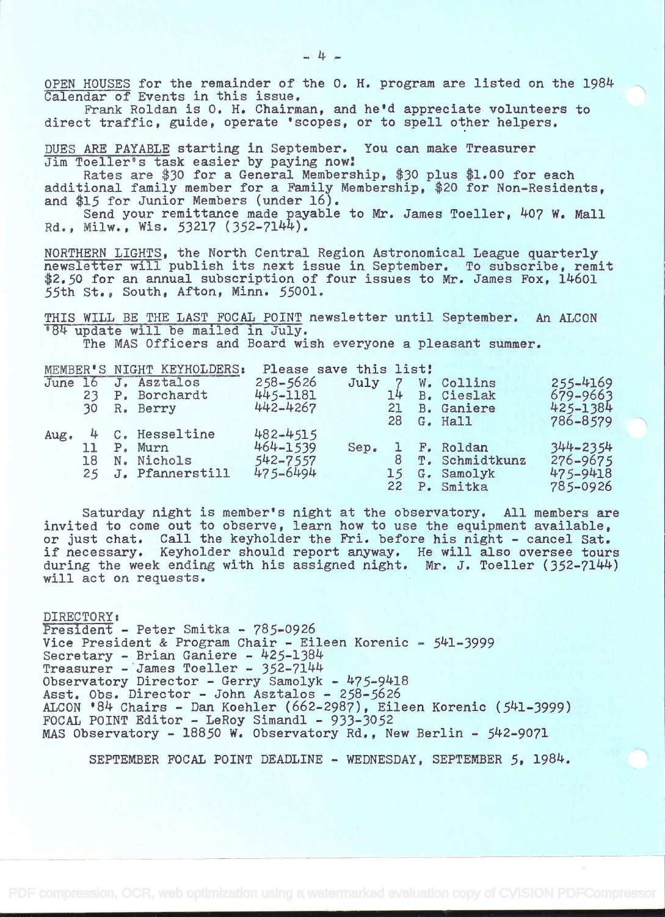OPEN HOUSES for the remainder of the O. H. program are listed on the 1984 Calendar of Events in this issue.

Frank Roldan is O. H. Chairman, and he'd appreciate volunteers to direct traffic, guide, operate 'scopes, or to spell other helpers.

DUES ARE PAYABLE starting in September. You can make Treasurer Jim Toeller's task easier by paying now!

Rates are $30 for a General Membership, $30 plus $1.00 for each additional family member for a Family Membership, $20 for Non-Residents, and $15 for Junior Members (under 16).

Send your remittance made payable to Mr. James Toeller, 407 W. Mall Rd., Milw., Wis. 53217 (352-7144).

NORTHERN LIGHTS, the North Central Region Astronomical League quarterly newsletter will publish its next issue in September. To subscribe, remit $2.50 for an annual subscription of four issues to Mr. James Fox, 14601 55th St., South, Afton, Minn. 55001.

THIS WILL BE THE LAST FOCAL POINT newsletter until September. An ALCON '84 update will be mailed in July.

The MAS Officers and Board wish everyone a pleasant summer.

MEMBER'S NIGHT KEYHOLDERS: Please save this list!

| Date | Keyholder | Phone | Date | Keyholder | Phone |
|---|---|---|---|---|---|
| June 16 | J. Asztalos | 258-5626 | July 7 | W. Collins | 255-4169 |
| 23 | P. Borchardt | 445-1181 | 14 | B. Cieslak | 679-9663 |
| 30 | R. Berry | 442-4267 | 21 | B. Ganiere | 425-1384 |
| | | | 28 | G. Hall | 786-8579 |
| Aug. 4 | C. Hesseltine | 482-4515 | | | |
| 11 | P. Murn | 464-1539 | Sep. 1 | F. Roldan | 344-2354 |
| 18 | N. Nichols | 542-7557 | 8 | T. Schmidtkunz | 276-9675 |
| 25 | J. Pfannerstill | 475-6494 | 15 | G. Samolyk | 475-9418 |
| | | | 22 | P. Smitka | 785-0926 |

Saturday night is member's night at the observatory. All members are invited to come out to observe, learn how to use the equipment available, or just chat. Call the keyholder the Fri. before his night - cancel Sat. if necessary. Keyholder should report anyway. He will also oversee tours during the week ending with his assigned night. Mr. J. Toeller (352-7144) will act on requests.

DIRECTORY:

President - Peter Smitka - 785-0926
Vice President & Program Chair - Eileen Korenic - 541-3999
Secretary - Brian Ganiere - 425-1384
Treasurer - James Toeller - 352-7144
Observatory Director - Gerry Samolyk - 475-9418
Asst. Obs. Director - John Asztalos - 258-5626
ALCON '84 Chairs - Dan Koehler (662-2987), Eileen Korenic (541-3999)
FOCAL POINT Editor - LeRoy Simandl - 933-3052
MAS Observatory - 18850 W. Observatory Rd., New Berlin - 542-9071

SEPTEMBER FOCAL POINT DEADLINE - WEDNESDAY, SEPTEMBER 5, 1984.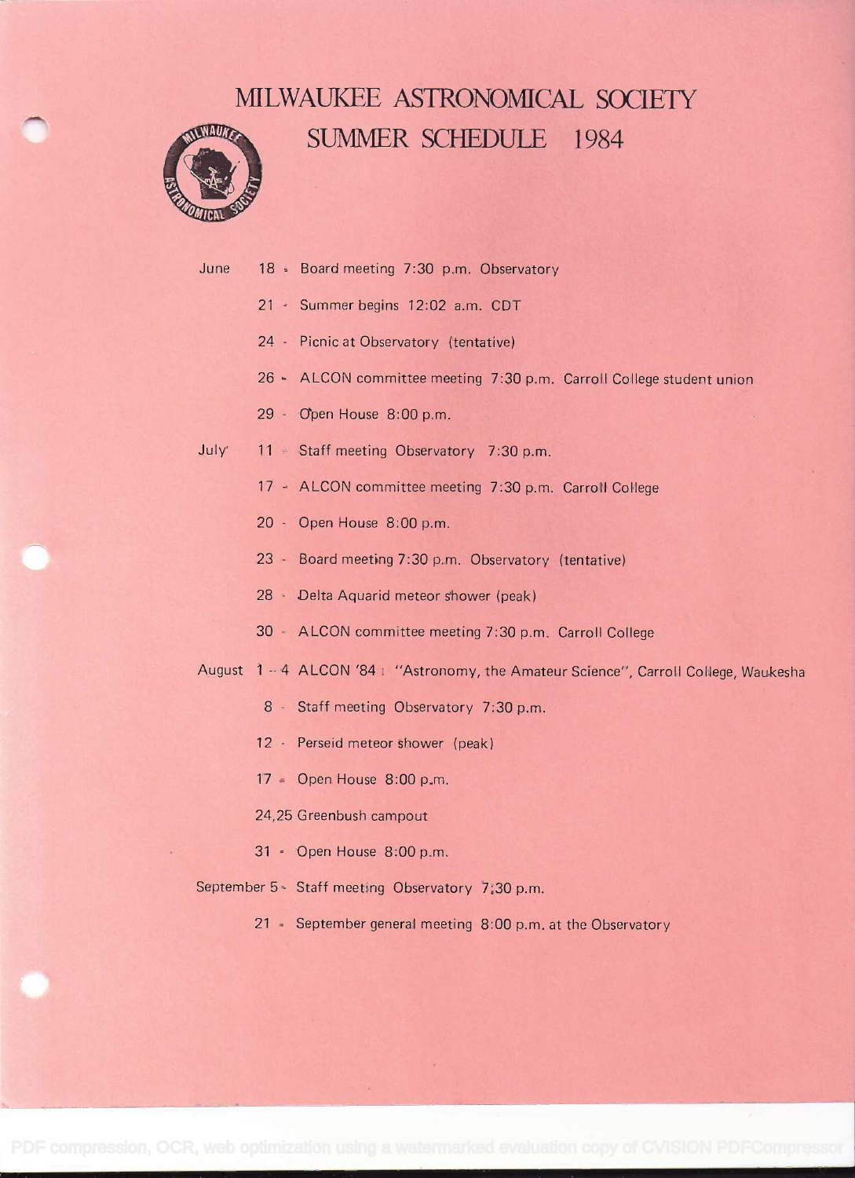# MILWAUKEE ASTRONOMICAL SOCIETY
## SUMMER SCHEDULE 1984

June 18 - Board meeting 7:30 p.m. Observatory

21 - Summer begins 12:02 a.m. CDT

24 - Picnic at Observatory (tentative)

26 - ALCON committee meeting 7:30 p.m. Carroll College student union

29 - Open House 8:00 p.m.

July 11 - Staff meeting Observatory 7:30 p.m.

17 - ALCON committee meeting 7:30 p.m. Carroll College

20 - Open House 8:00 p.m.

23 - Board meeting 7:30 p.m. Observatory (tentative)

28 - Delta Aquarid meteor shower (peak)

30 - ALCON committee meeting 7:30 p.m. Carroll College

August 1 – 4 ALCON '84 : "Astronomy, the Amateur Science", Carroll College, Waukesha

8 - Staff meeting Observatory 7:30 p.m.

12 - Perseid meteor shower (peak)

17 - Open House 8:00 p.m.

24,25 Greenbush campout

31 - Open House 8:00 p.m.

September 5 - Staff meeting Observatory 7:30 p.m.

21 - September general meeting 8:00 p.m. at the Observatory